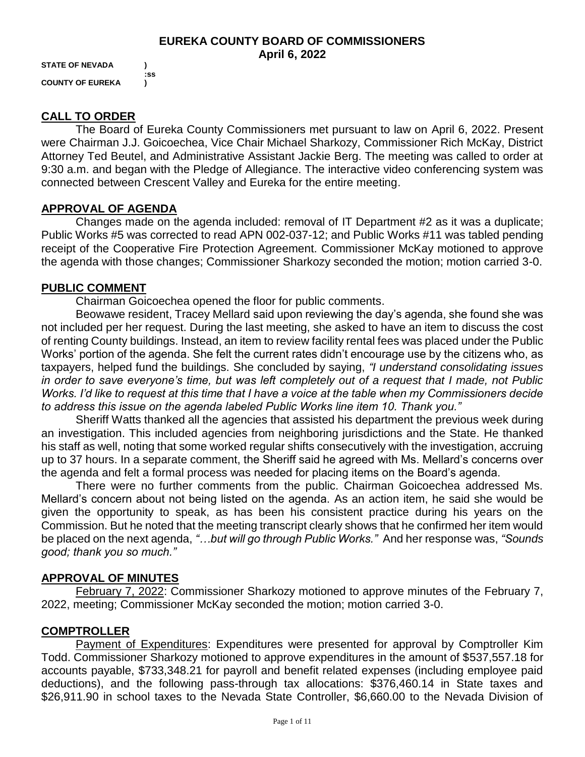# EUREKA COUNTY BOARD OF COMMISSIONERS
## April 6, 2022

**STATE OF NEVADA )**
**:ss**
**COUNTY OF EUREKA )**

## CALL TO ORDER

The Board of Eureka County Commissioners met pursuant to law on April 6, 2022. Present were Chairman J.J. Goicoechea, Vice Chair Michael Sharkozy, Commissioner Rich McKay, District Attorney Ted Beutel, and Administrative Assistant Jackie Berg. The meeting was called to order at 9:30 a.m. and began with the Pledge of Allegiance. The interactive video conferencing system was connected between Crescent Valley and Eureka for the entire meeting.

## APPROVAL OF AGENDA

Changes made on the agenda included: removal of IT Department #2 as it was a duplicate; Public Works #5 was corrected to read APN 002-037-12; and Public Works #11 was tabled pending receipt of the Cooperative Fire Protection Agreement. Commissioner McKay motioned to approve the agenda with those changes; Commissioner Sharkozy seconded the motion; motion carried 3-0.

## PUBLIC COMMENT

Chairman Goicoechea opened the floor for public comments.

Beowawe resident, Tracey Mellard said upon reviewing the day's agenda, she found she was not included per her request. During the last meeting, she asked to have an item to discuss the cost of renting County buildings. Instead, an item to review facility rental fees was placed under the Public Works' portion of the agenda. She felt the current rates didn't encourage use by the citizens who, as taxpayers, helped fund the buildings. She concluded by saying, *"I understand consolidating issues in order to save everyone's time, but was left completely out of a request that I made, not Public Works. I'd like to request at this time that I have a voice at the table when my Commissioners decide to address this issue on the agenda labeled Public Works line item 10. Thank you."*

Sheriff Watts thanked all the agencies that assisted his department the previous week during an investigation. This included agencies from neighboring jurisdictions and the State. He thanked his staff as well, noting that some worked regular shifts consecutively with the investigation, accruing up to 37 hours. In a separate comment, the Sheriff said he agreed with Ms. Mellard's concerns over the agenda and felt a formal process was needed for placing items on the Board's agenda.

There were no further comments from the public. Chairman Goicoechea addressed Ms. Mellard's concern about not being listed on the agenda. As an action item, he said she would be given the opportunity to speak, as has been his consistent practice during his years on the Commission. But he noted that the meeting transcript clearly shows that he confirmed her item would be placed on the next agenda, *"…but will go through Public Works."* And her response was, *"Sounds good; thank you so much."*

## APPROVAL OF MINUTES

February 7, 2022: Commissioner Sharkozy motioned to approve minutes of the February 7, 2022, meeting; Commissioner McKay seconded the motion; motion carried 3-0.

## COMPTROLLER

Payment of Expenditures: Expenditures were presented for approval by Comptroller Kim Todd. Commissioner Sharkozy motioned to approve expenditures in the amount of $537,557.18 for accounts payable, $733,348.21 for payroll and benefit related expenses (including employee paid deductions), and the following pass-through tax allocations: $376,460.14 in State taxes and $26,911.90 in school taxes to the Nevada State Controller, $6,660.00 to the Nevada Division of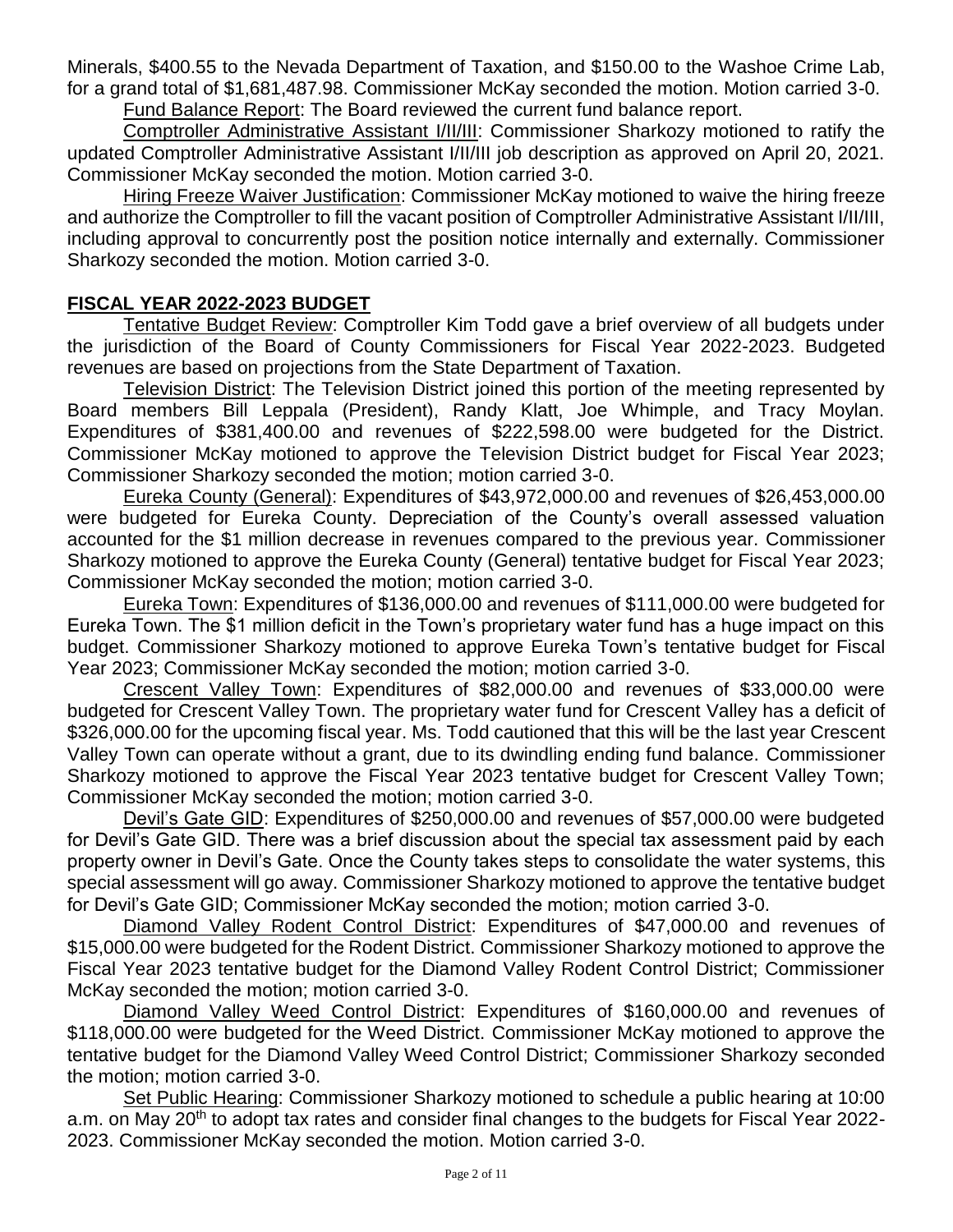Minerals, $400.55 to the Nevada Department of Taxation, and $150.00 to the Washoe Crime Lab, for a grand total of $1,681,487.98. Commissioner McKay seconded the motion. Motion carried 3-0.

Fund Balance Report: The Board reviewed the current fund balance report.

Comptroller Administrative Assistant I/II/III: Commissioner Sharkozy motioned to ratify the updated Comptroller Administrative Assistant I/II/III job description as approved on April 20, 2021. Commissioner McKay seconded the motion. Motion carried 3-0.

Hiring Freeze Waiver Justification: Commissioner McKay motioned to waive the hiring freeze and authorize the Comptroller to fill the vacant position of Comptroller Administrative Assistant I/II/III, including approval to concurrently post the position notice internally and externally. Commissioner Sharkozy seconded the motion. Motion carried 3-0.

## FISCAL YEAR 2022-2023 BUDGET

Tentative Budget Review: Comptroller Kim Todd gave a brief overview of all budgets under the jurisdiction of the Board of County Commissioners for Fiscal Year 2022-2023. Budgeted revenues are based on projections from the State Department of Taxation.

Television District: The Television District joined this portion of the meeting represented by Board members Bill Leppala (President), Randy Klatt, Joe Whimple, and Tracy Moylan. Expenditures of $381,400.00 and revenues of $222,598.00 were budgeted for the District. Commissioner McKay motioned to approve the Television District budget for Fiscal Year 2023; Commissioner Sharkozy seconded the motion; motion carried 3-0.

Eureka County (General): Expenditures of $43,972,000.00 and revenues of $26,453,000.00 were budgeted for Eureka County. Depreciation of the County's overall assessed valuation accounted for the $1 million decrease in revenues compared to the previous year. Commissioner Sharkozy motioned to approve the Eureka County (General) tentative budget for Fiscal Year 2023; Commissioner McKay seconded the motion; motion carried 3-0.

Eureka Town: Expenditures of $136,000.00 and revenues of $111,000.00 were budgeted for Eureka Town. The $1 million deficit in the Town's proprietary water fund has a huge impact on this budget. Commissioner Sharkozy motioned to approve Eureka Town's tentative budget for Fiscal Year 2023; Commissioner McKay seconded the motion; motion carried 3-0.

Crescent Valley Town: Expenditures of $82,000.00 and revenues of $33,000.00 were budgeted for Crescent Valley Town. The proprietary water fund for Crescent Valley has a deficit of $326,000.00 for the upcoming fiscal year. Ms. Todd cautioned that this will be the last year Crescent Valley Town can operate without a grant, due to its dwindling ending fund balance. Commissioner Sharkozy motioned to approve the Fiscal Year 2023 tentative budget for Crescent Valley Town; Commissioner McKay seconded the motion; motion carried 3-0.

Devil's Gate GID: Expenditures of $250,000.00 and revenues of $57,000.00 were budgeted for Devil's Gate GID. There was a brief discussion about the special tax assessment paid by each property owner in Devil's Gate. Once the County takes steps to consolidate the water systems, this special assessment will go away. Commissioner Sharkozy motioned to approve the tentative budget for Devil's Gate GID; Commissioner McKay seconded the motion; motion carried 3-0.

Diamond Valley Rodent Control District: Expenditures of $47,000.00 and revenues of $15,000.00 were budgeted for the Rodent District. Commissioner Sharkozy motioned to approve the Fiscal Year 2023 tentative budget for the Diamond Valley Rodent Control District; Commissioner McKay seconded the motion; motion carried 3-0.

Diamond Valley Weed Control District: Expenditures of $160,000.00 and revenues of $118,000.00 were budgeted for the Weed District. Commissioner McKay motioned to approve the tentative budget for the Diamond Valley Weed Control District; Commissioner Sharkozy seconded the motion; motion carried 3-0.

Set Public Hearing: Commissioner Sharkozy motioned to schedule a public hearing at 10:00 a.m. on May 20th to adopt tax rates and consider final changes to the budgets for Fiscal Year 2022-2023. Commissioner McKay seconded the motion. Motion carried 3-0.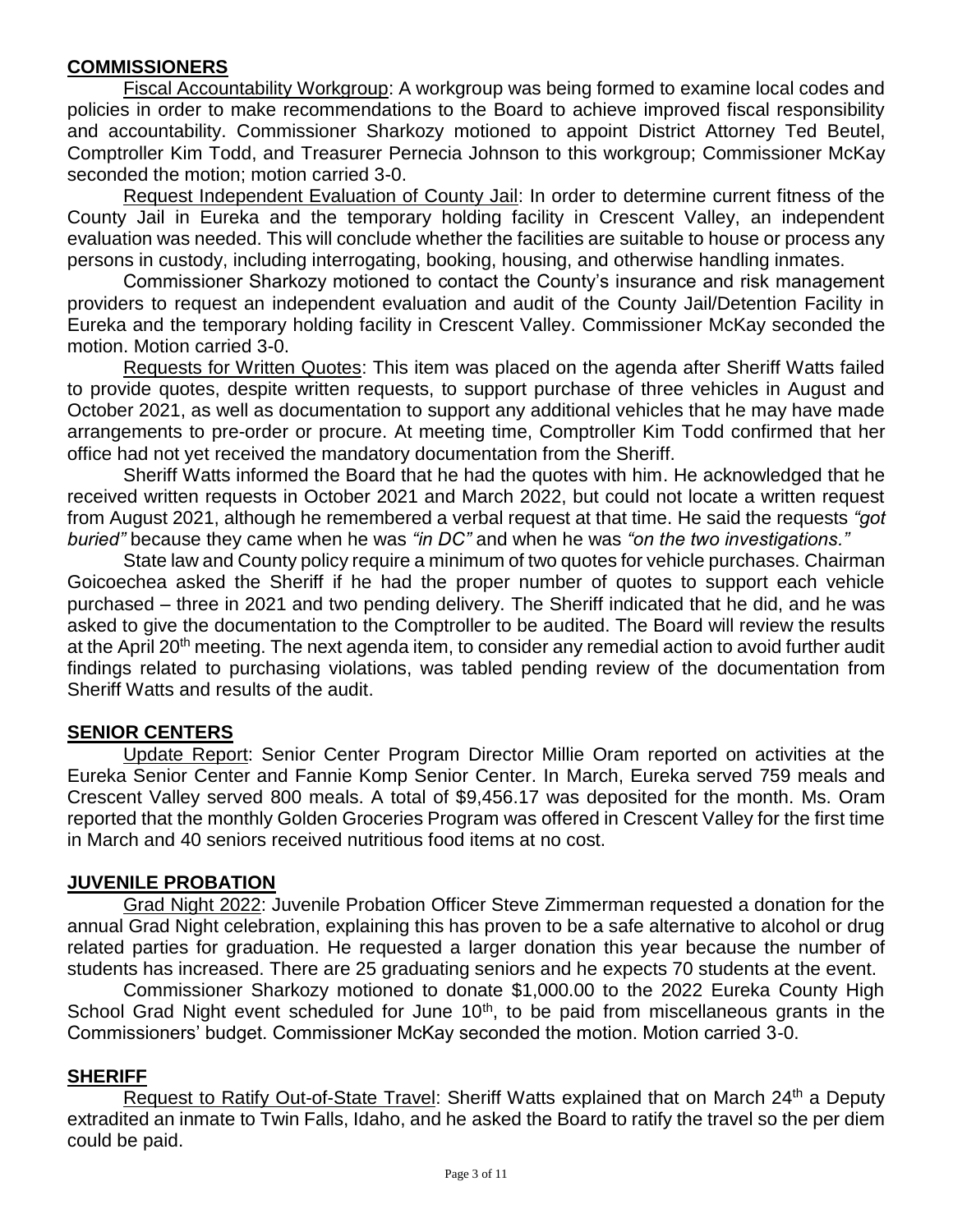## COMMISSIONERS

Fiscal Accountability Workgroup: A workgroup was being formed to examine local codes and policies in order to make recommendations to the Board to achieve improved fiscal responsibility and accountability. Commissioner Sharkozy motioned to appoint District Attorney Ted Beutel, Comptroller Kim Todd, and Treasurer Pernecia Johnson to this workgroup; Commissioner McKay seconded the motion; motion carried 3-0.

Request Independent Evaluation of County Jail: In order to determine current fitness of the County Jail in Eureka and the temporary holding facility in Crescent Valley, an independent evaluation was needed. This will conclude whether the facilities are suitable to house or process any persons in custody, including interrogating, booking, housing, and otherwise handling inmates.

Commissioner Sharkozy motioned to contact the County's insurance and risk management providers to request an independent evaluation and audit of the County Jail/Detention Facility in Eureka and the temporary holding facility in Crescent Valley. Commissioner McKay seconded the motion. Motion carried 3-0.

Requests for Written Quotes: This item was placed on the agenda after Sheriff Watts failed to provide quotes, despite written requests, to support purchase of three vehicles in August and October 2021, as well as documentation to support any additional vehicles that he may have made arrangements to pre-order or procure. At meeting time, Comptroller Kim Todd confirmed that her office had not yet received the mandatory documentation from the Sheriff.

Sheriff Watts informed the Board that he had the quotes with him. He acknowledged that he received written requests in October 2021 and March 2022, but could not locate a written request from August 2021, although he remembered a verbal request at that time. He said the requests *"got buried"* because they came when he was *"in DC"* and when he was *"on the two investigations."*

State law and County policy require a minimum of two quotes for vehicle purchases. Chairman Goicoechea asked the Sheriff if he had the proper number of quotes to support each vehicle purchased – three in 2021 and two pending delivery. The Sheriff indicated that he did, and he was asked to give the documentation to the Comptroller to be audited. The Board will review the results at the April 20th meeting. The next agenda item, to consider any remedial action to avoid further audit findings related to purchasing violations, was tabled pending review of the documentation from Sheriff Watts and results of the audit.

## SENIOR CENTERS

Update Report: Senior Center Program Director Millie Oram reported on activities at the Eureka Senior Center and Fannie Komp Senior Center. In March, Eureka served 759 meals and Crescent Valley served 800 meals. A total of $9,456.17 was deposited for the month. Ms. Oram reported that the monthly Golden Groceries Program was offered in Crescent Valley for the first time in March and 40 seniors received nutritious food items at no cost.

## JUVENILE PROBATION

Grad Night 2022: Juvenile Probation Officer Steve Zimmerman requested a donation for the annual Grad Night celebration, explaining this has proven to be a safe alternative to alcohol or drug related parties for graduation. He requested a larger donation this year because the number of students has increased. There are 25 graduating seniors and he expects 70 students at the event.

Commissioner Sharkozy motioned to donate $1,000.00 to the 2022 Eureka County High School Grad Night event scheduled for June 10th, to be paid from miscellaneous grants in the Commissioners' budget. Commissioner McKay seconded the motion. Motion carried 3-0.

## SHERIFF

Request to Ratify Out-of-State Travel: Sheriff Watts explained that on March 24th a Deputy extradited an inmate to Twin Falls, Idaho, and he asked the Board to ratify the travel so the per diem could be paid.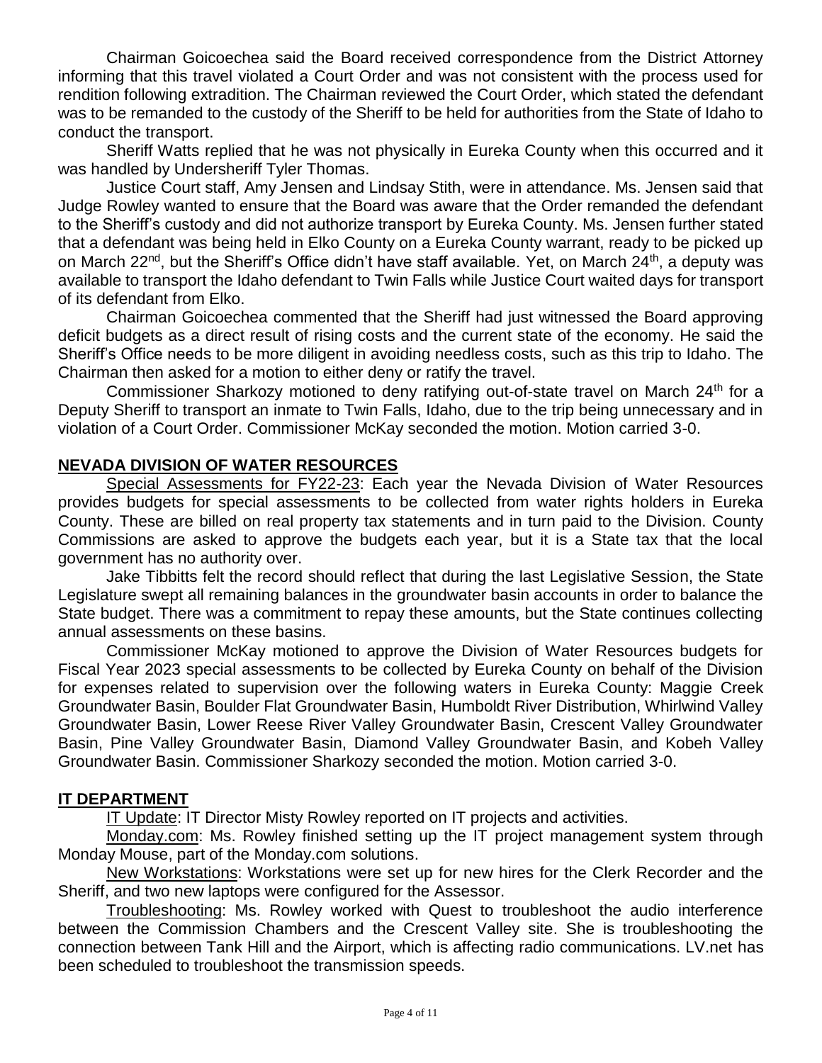Chairman Goicoechea said the Board received correspondence from the District Attorney informing that this travel violated a Court Order and was not consistent with the process used for rendition following extradition. The Chairman reviewed the Court Order, which stated the defendant was to be remanded to the custody of the Sheriff to be held for authorities from the State of Idaho to conduct the transport.

Sheriff Watts replied that he was not physically in Eureka County when this occurred and it was handled by Undersheriff Tyler Thomas.

Justice Court staff, Amy Jensen and Lindsay Stith, were in attendance. Ms. Jensen said that Judge Rowley wanted to ensure that the Board was aware that the Order remanded the defendant to the Sheriff's custody and did not authorize transport by Eureka County. Ms. Jensen further stated that a defendant was being held in Elko County on a Eureka County warrant, ready to be picked up on March 22nd, but the Sheriff's Office didn't have staff available. Yet, on March 24th, a deputy was available to transport the Idaho defendant to Twin Falls while Justice Court waited days for transport of its defendant from Elko.

Chairman Goicoechea commented that the Sheriff had just witnessed the Board approving deficit budgets as a direct result of rising costs and the current state of the economy. He said the Sheriff's Office needs to be more diligent in avoiding needless costs, such as this trip to Idaho. The Chairman then asked for a motion to either deny or ratify the travel.

Commissioner Sharkozy motioned to deny ratifying out-of-state travel on March 24th for a Deputy Sheriff to transport an inmate to Twin Falls, Idaho, due to the trip being unnecessary and in violation of a Court Order. Commissioner McKay seconded the motion. Motion carried 3-0.

## NEVADA DIVISION OF WATER RESOURCES

Special Assessments for FY22-23: Each year the Nevada Division of Water Resources provides budgets for special assessments to be collected from water rights holders in Eureka County. These are billed on real property tax statements and in turn paid to the Division. County Commissions are asked to approve the budgets each year, but it is a State tax that the local government has no authority over.

Jake Tibbitts felt the record should reflect that during the last Legislative Session, the State Legislature swept all remaining balances in the groundwater basin accounts in order to balance the State budget. There was a commitment to repay these amounts, but the State continues collecting annual assessments on these basins.

Commissioner McKay motioned to approve the Division of Water Resources budgets for Fiscal Year 2023 special assessments to be collected by Eureka County on behalf of the Division for expenses related to supervision over the following waters in Eureka County: Maggie Creek Groundwater Basin, Boulder Flat Groundwater Basin, Humboldt River Distribution, Whirlwind Valley Groundwater Basin, Lower Reese River Valley Groundwater Basin, Crescent Valley Groundwater Basin, Pine Valley Groundwater Basin, Diamond Valley Groundwater Basin, and Kobeh Valley Groundwater Basin. Commissioner Sharkozy seconded the motion. Motion carried 3-0.

## IT DEPARTMENT

IT Update: IT Director Misty Rowley reported on IT projects and activities.

Monday.com: Ms. Rowley finished setting up the IT project management system through Monday Mouse, part of the Monday.com solutions.

New Workstations: Workstations were set up for new hires for the Clerk Recorder and the Sheriff, and two new laptops were configured for the Assessor.

Troubleshooting: Ms. Rowley worked with Quest to troubleshoot the audio interference between the Commission Chambers and the Crescent Valley site. She is troubleshooting the connection between Tank Hill and the Airport, which is affecting radio communications. LV.net has been scheduled to troubleshoot the transmission speeds.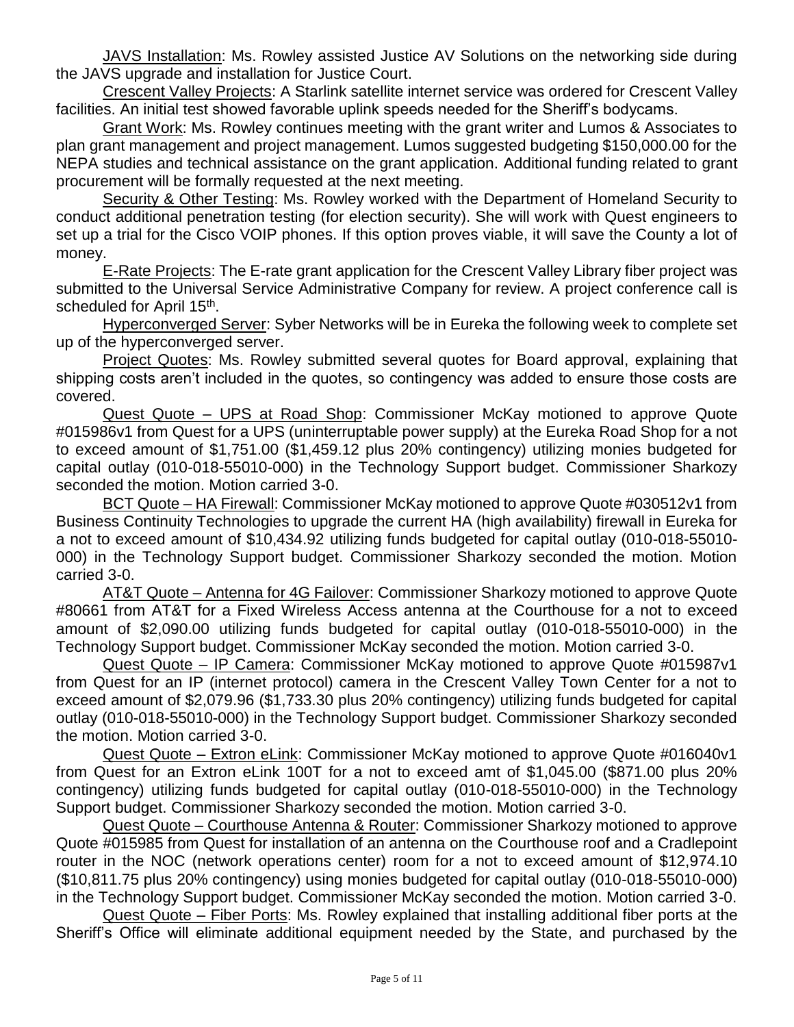JAVS Installation: Ms. Rowley assisted Justice AV Solutions on the networking side during the JAVS upgrade and installation for Justice Court.

Crescent Valley Projects: A Starlink satellite internet service was ordered for Crescent Valley facilities. An initial test showed favorable uplink speeds needed for the Sheriff's bodycams.

Grant Work: Ms. Rowley continues meeting with the grant writer and Lumos & Associates to plan grant management and project management. Lumos suggested budgeting $150,000.00 for the NEPA studies and technical assistance on the grant application. Additional funding related to grant procurement will be formally requested at the next meeting.

Security & Other Testing: Ms. Rowley worked with the Department of Homeland Security to conduct additional penetration testing (for election security). She will work with Quest engineers to set up a trial for the Cisco VOIP phones. If this option proves viable, it will save the County a lot of money.

E-Rate Projects: The E-rate grant application for the Crescent Valley Library fiber project was submitted to the Universal Service Administrative Company for review. A project conference call is scheduled for April 15th.

Hyperconverged Server: Syber Networks will be in Eureka the following week to complete set up of the hyperconverged server.

Project Quotes: Ms. Rowley submitted several quotes for Board approval, explaining that shipping costs aren't included in the quotes, so contingency was added to ensure those costs are covered.

Quest Quote – UPS at Road Shop: Commissioner McKay motioned to approve Quote #015986v1 from Quest for a UPS (uninterruptable power supply) at the Eureka Road Shop for a not to exceed amount of $1,751.00 ($1,459.12 plus 20% contingency) utilizing monies budgeted for capital outlay (010-018-55010-000) in the Technology Support budget. Commissioner Sharkozy seconded the motion. Motion carried 3-0.

BCT Quote – HA Firewall: Commissioner McKay motioned to approve Quote #030512v1 from Business Continuity Technologies to upgrade the current HA (high availability) firewall in Eureka for a not to exceed amount of $10,434.92 utilizing funds budgeted for capital outlay (010-018-55010-000) in the Technology Support budget. Commissioner Sharkozy seconded the motion. Motion carried 3-0.

AT&T Quote – Antenna for 4G Failover: Commissioner Sharkozy motioned to approve Quote #80661 from AT&T for a Fixed Wireless Access antenna at the Courthouse for a not to exceed amount of $2,090.00 utilizing funds budgeted for capital outlay (010-018-55010-000) in the Technology Support budget. Commissioner McKay seconded the motion. Motion carried 3-0.

Quest Quote – IP Camera: Commissioner McKay motioned to approve Quote #015987v1 from Quest for an IP (internet protocol) camera in the Crescent Valley Town Center for a not to exceed amount of $2,079.96 ($1,733.30 plus 20% contingency) utilizing funds budgeted for capital outlay (010-018-55010-000) in the Technology Support budget. Commissioner Sharkozy seconded the motion. Motion carried 3-0.

Quest Quote – Extron eLink: Commissioner McKay motioned to approve Quote #016040v1 from Quest for an Extron eLink 100T for a not to exceed amt of $1,045.00 ($871.00 plus 20% contingency) utilizing funds budgeted for capital outlay (010-018-55010-000) in the Technology Support budget. Commissioner Sharkozy seconded the motion. Motion carried 3-0.

Quest Quote – Courthouse Antenna & Router: Commissioner Sharkozy motioned to approve Quote #015985 from Quest for installation of an antenna on the Courthouse roof and a Cradlepoint router in the NOC (network operations center) room for a not to exceed amount of $12,974.10 ($10,811.75 plus 20% contingency) using monies budgeted for capital outlay (010-018-55010-000) in the Technology Support budget. Commissioner McKay seconded the motion. Motion carried 3-0.

Quest Quote – Fiber Ports: Ms. Rowley explained that installing additional fiber ports at the Sheriff's Office will eliminate additional equipment needed by the State, and purchased by the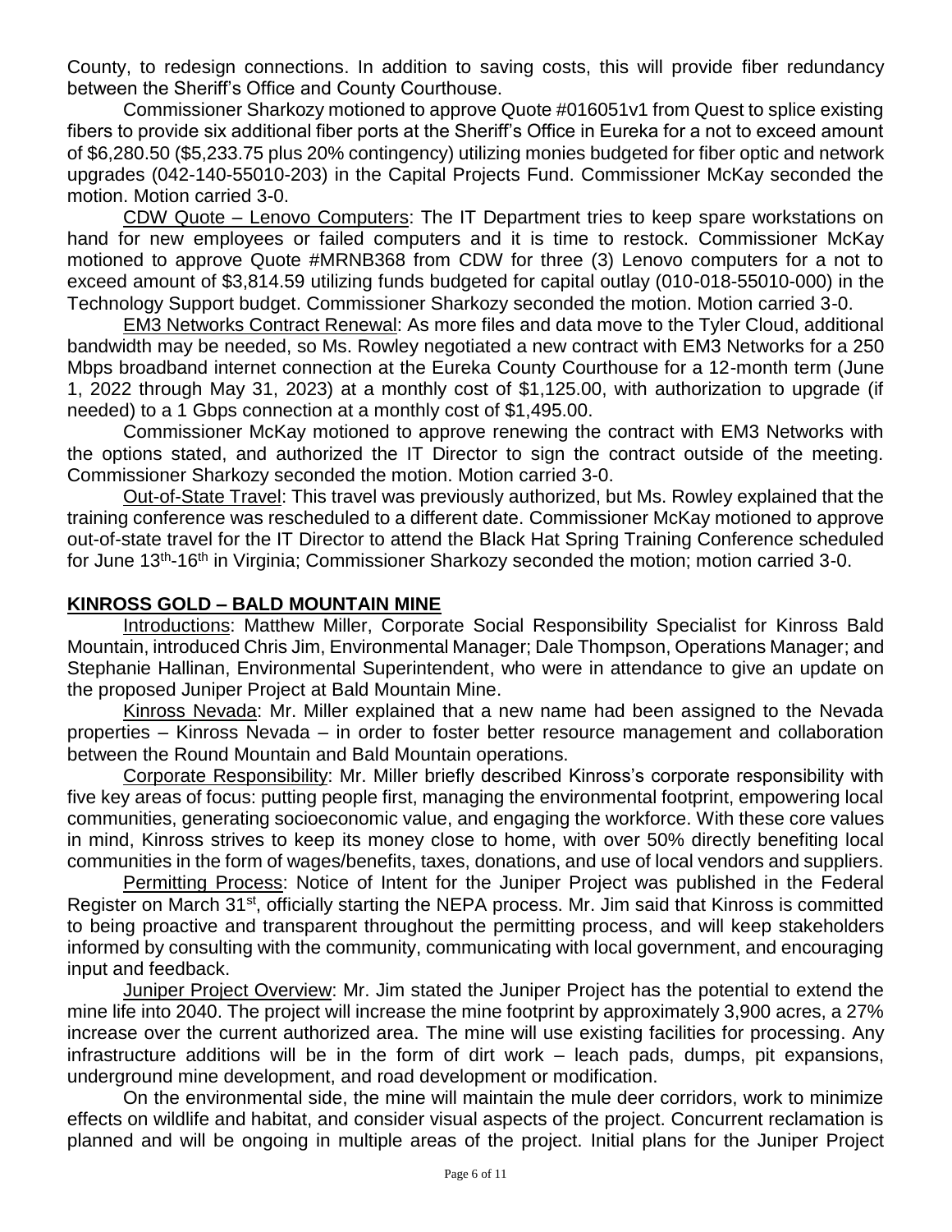County, to redesign connections. In addition to saving costs, this will provide fiber redundancy between the Sheriff's Office and County Courthouse.

Commissioner Sharkozy motioned to approve Quote #016051v1 from Quest to splice existing fibers to provide six additional fiber ports at the Sheriff's Office in Eureka for a not to exceed amount of $6,280.50 ($5,233.75 plus 20% contingency) utilizing monies budgeted for fiber optic and network upgrades (042-140-55010-203) in the Capital Projects Fund. Commissioner McKay seconded the motion. Motion carried 3-0.

<u>CDW Quote – Lenovo Computers</u>: The IT Department tries to keep spare workstations on hand for new employees or failed computers and it is time to restock. Commissioner McKay motioned to approve Quote #MRNB368 from CDW for three (3) Lenovo computers for a not to exceed amount of $3,814.59 utilizing funds budgeted for capital outlay (010-018-55010-000) in the Technology Support budget. Commissioner Sharkozy seconded the motion. Motion carried 3-0.

<u>EM3 Networks Contract Renewal</u>: As more files and data move to the Tyler Cloud, additional bandwidth may be needed, so Ms. Rowley negotiated a new contract with EM3 Networks for a 250 Mbps broadband internet connection at the Eureka County Courthouse for a 12-month term (June 1, 2022 through May 31, 2023) at a monthly cost of $1,125.00, with authorization to upgrade (if needed) to a 1 Gbps connection at a monthly cost of $1,495.00.

Commissioner McKay motioned to approve renewing the contract with EM3 Networks with the options stated, and authorized the IT Director to sign the contract outside of the meeting. Commissioner Sharkozy seconded the motion. Motion carried 3-0.

<u>Out-of-State Travel</u>: This travel was previously authorized, but Ms. Rowley explained that the training conference was rescheduled to a different date. Commissioner McKay motioned to approve out-of-state travel for the IT Director to attend the Black Hat Spring Training Conference scheduled for June 13th-16th in Virginia; Commissioner Sharkozy seconded the motion; motion carried 3-0.

## KINROSS GOLD – BALD MOUNTAIN MINE

<u>Introductions</u>: Matthew Miller, Corporate Social Responsibility Specialist for Kinross Bald Mountain, introduced Chris Jim, Environmental Manager; Dale Thompson, Operations Manager; and Stephanie Hallinan, Environmental Superintendent, who were in attendance to give an update on the proposed Juniper Project at Bald Mountain Mine.

<u>Kinross Nevada</u>: Mr. Miller explained that a new name had been assigned to the Nevada properties – Kinross Nevada – in order to foster better resource management and collaboration between the Round Mountain and Bald Mountain operations.

<u>Corporate Responsibility</u>: Mr. Miller briefly described Kinross's corporate responsibility with five key areas of focus: putting people first, managing the environmental footprint, empowering local communities, generating socioeconomic value, and engaging the workforce. With these core values in mind, Kinross strives to keep its money close to home, with over 50% directly benefiting local communities in the form of wages/benefits, taxes, donations, and use of local vendors and suppliers.

<u>Permitting Process</u>: Notice of Intent for the Juniper Project was published in the Federal Register on March 31st, officially starting the NEPA process. Mr. Jim said that Kinross is committed to being proactive and transparent throughout the permitting process, and will keep stakeholders informed by consulting with the community, communicating with local government, and encouraging input and feedback.

<u>Juniper Project Overview</u>: Mr. Jim stated the Juniper Project has the potential to extend the mine life into 2040. The project will increase the mine footprint by approximately 3,900 acres, a 27% increase over the current authorized area. The mine will use existing facilities for processing. Any infrastructure additions will be in the form of dirt work – leach pads, dumps, pit expansions, underground mine development, and road development or modification.

On the environmental side, the mine will maintain the mule deer corridors, work to minimize effects on wildlife and habitat, and consider visual aspects of the project. Concurrent reclamation is planned and will be ongoing in multiple areas of the project. Initial plans for the Juniper Project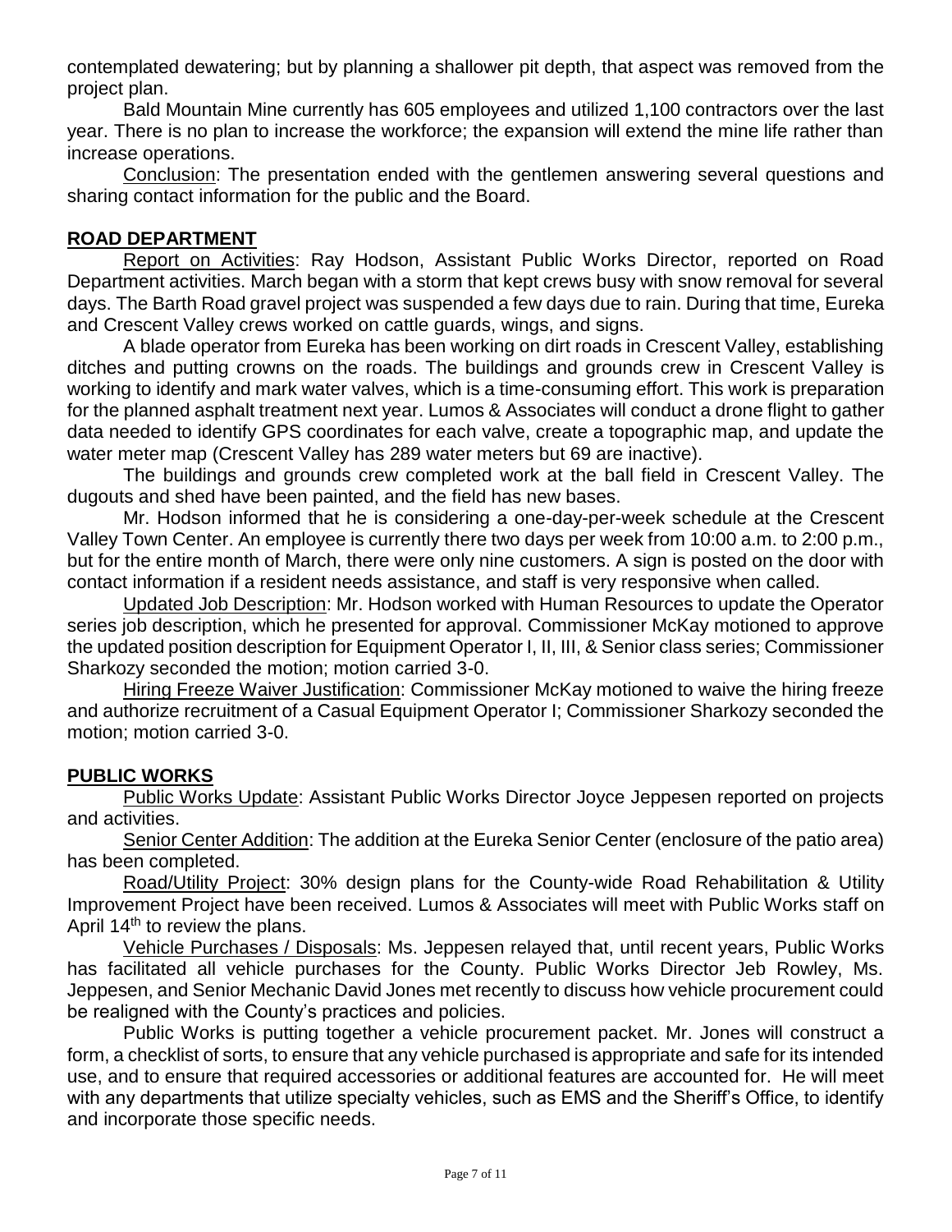contemplated dewatering; but by planning a shallower pit depth, that aspect was removed from the project plan.

Bald Mountain Mine currently has 605 employees and utilized 1,100 contractors over the last year. There is no plan to increase the workforce; the expansion will extend the mine life rather than increase operations.

Conclusion: The presentation ended with the gentlemen answering several questions and sharing contact information for the public and the Board.

## ROAD DEPARTMENT

Report on Activities: Ray Hodson, Assistant Public Works Director, reported on Road Department activities. March began with a storm that kept crews busy with snow removal for several days. The Barth Road gravel project was suspended a few days due to rain. During that time, Eureka and Crescent Valley crews worked on cattle guards, wings, and signs.

A blade operator from Eureka has been working on dirt roads in Crescent Valley, establishing ditches and putting crowns on the roads. The buildings and grounds crew in Crescent Valley is working to identify and mark water valves, which is a time-consuming effort. This work is preparation for the planned asphalt treatment next year. Lumos & Associates will conduct a drone flight to gather data needed to identify GPS coordinates for each valve, create a topographic map, and update the water meter map (Crescent Valley has 289 water meters but 69 are inactive).

The buildings and grounds crew completed work at the ball field in Crescent Valley. The dugouts and shed have been painted, and the field has new bases.

Mr. Hodson informed that he is considering a one-day-per-week schedule at the Crescent Valley Town Center. An employee is currently there two days per week from 10:00 a.m. to 2:00 p.m., but for the entire month of March, there were only nine customers. A sign is posted on the door with contact information if a resident needs assistance, and staff is very responsive when called.

Updated Job Description: Mr. Hodson worked with Human Resources to update the Operator series job description, which he presented for approval. Commissioner McKay motioned to approve the updated position description for Equipment Operator I, II, III, & Senior class series; Commissioner Sharkozy seconded the motion; motion carried 3-0.

Hiring Freeze Waiver Justification: Commissioner McKay motioned to waive the hiring freeze and authorize recruitment of a Casual Equipment Operator I; Commissioner Sharkozy seconded the motion; motion carried 3-0.

## PUBLIC WORKS

Public Works Update: Assistant Public Works Director Joyce Jeppesen reported on projects and activities.

Senior Center Addition: The addition at the Eureka Senior Center (enclosure of the patio area) has been completed.

Road/Utility Project: 30% design plans for the County-wide Road Rehabilitation & Utility Improvement Project have been received. Lumos & Associates will meet with Public Works staff on April 14th to review the plans.

Vehicle Purchases / Disposals: Ms. Jeppesen relayed that, until recent years, Public Works has facilitated all vehicle purchases for the County. Public Works Director Jeb Rowley, Ms. Jeppesen, and Senior Mechanic David Jones met recently to discuss how vehicle procurement could be realigned with the County's practices and policies.

Public Works is putting together a vehicle procurement packet. Mr. Jones will construct a form, a checklist of sorts, to ensure that any vehicle purchased is appropriate and safe for its intended use, and to ensure that required accessories or additional features are accounted for. He will meet with any departments that utilize specialty vehicles, such as EMS and the Sheriff's Office, to identify and incorporate those specific needs.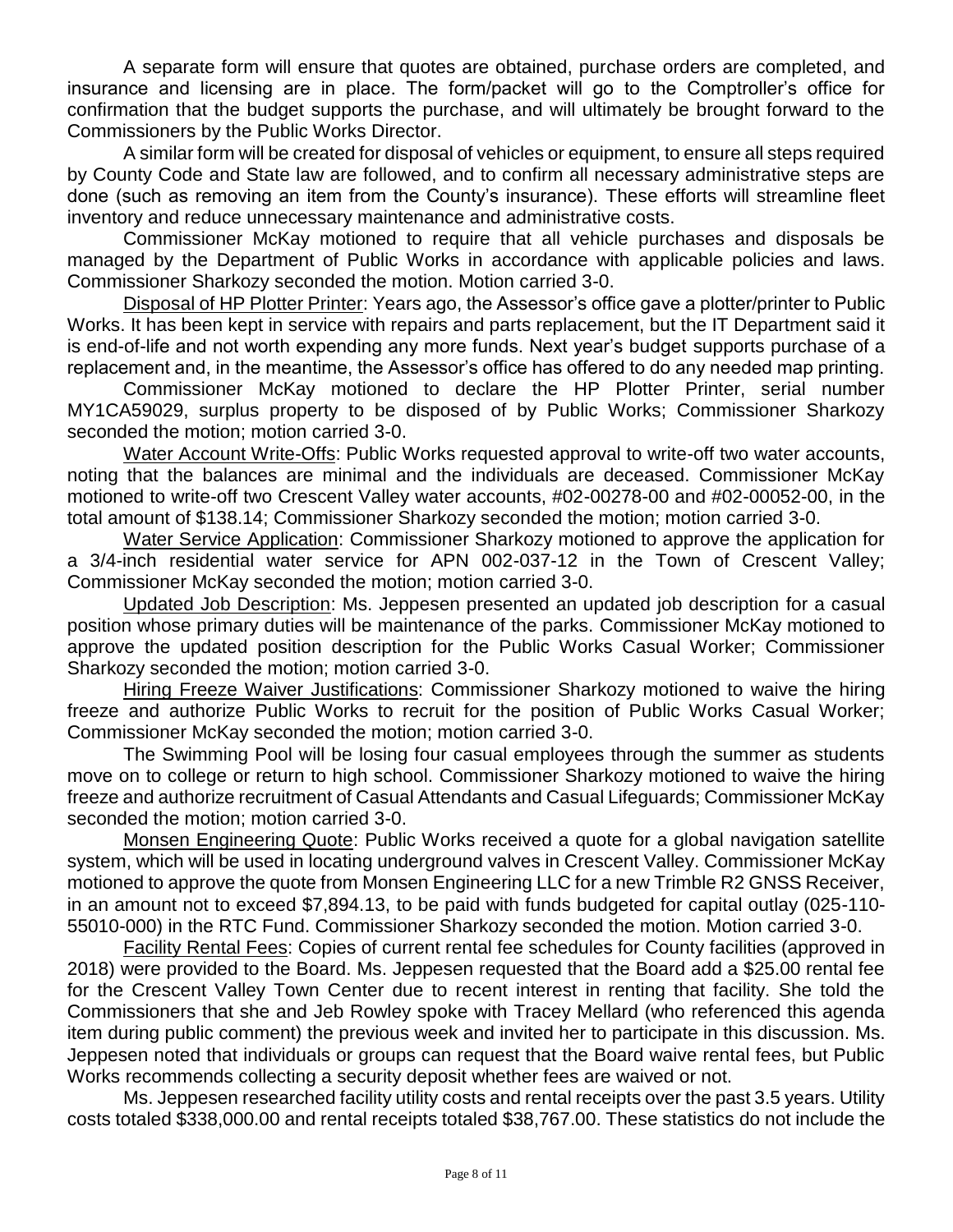A separate form will ensure that quotes are obtained, purchase orders are completed, and insurance and licensing are in place. The form/packet will go to the Comptroller's office for confirmation that the budget supports the purchase, and will ultimately be brought forward to the Commissioners by the Public Works Director.

A similar form will be created for disposal of vehicles or equipment, to ensure all steps required by County Code and State law are followed, and to confirm all necessary administrative steps are done (such as removing an item from the County's insurance). These efforts will streamline fleet inventory and reduce unnecessary maintenance and administrative costs.

Commissioner McKay motioned to require that all vehicle purchases and disposals be managed by the Department of Public Works in accordance with applicable policies and laws. Commissioner Sharkozy seconded the motion. Motion carried 3-0.

<u>Disposal of HP Plotter Printer</u>: Years ago, the Assessor's office gave a plotter/printer to Public Works. It has been kept in service with repairs and parts replacement, but the IT Department said it is end-of-life and not worth expending any more funds. Next year's budget supports purchase of a replacement and, in the meantime, the Assessor's office has offered to do any needed map printing.

Commissioner McKay motioned to declare the HP Plotter Printer, serial number MY1CA59029, surplus property to be disposed of by Public Works; Commissioner Sharkozy seconded the motion; motion carried 3-0.

<u>Water Account Write-Offs</u>: Public Works requested approval to write-off two water accounts, noting that the balances are minimal and the individuals are deceased. Commissioner McKay motioned to write-off two Crescent Valley water accounts, #02-00278-00 and #02-00052-00, in the total amount of $138.14; Commissioner Sharkozy seconded the motion; motion carried 3-0.

<u>Water Service Application</u>: Commissioner Sharkozy motioned to approve the application for a 3/4-inch residential water service for APN 002-037-12 in the Town of Crescent Valley; Commissioner McKay seconded the motion; motion carried 3-0.

<u>Updated Job Description</u>: Ms. Jeppesen presented an updated job description for a casual position whose primary duties will be maintenance of the parks. Commissioner McKay motioned to approve the updated position description for the Public Works Casual Worker; Commissioner Sharkozy seconded the motion; motion carried 3-0.

<u>Hiring Freeze Waiver Justifications</u>: Commissioner Sharkozy motioned to waive the hiring freeze and authorize Public Works to recruit for the position of Public Works Casual Worker; Commissioner McKay seconded the motion; motion carried 3-0.

The Swimming Pool will be losing four casual employees through the summer as students move on to college or return to high school. Commissioner Sharkozy motioned to waive the hiring freeze and authorize recruitment of Casual Attendants and Casual Lifeguards; Commissioner McKay seconded the motion; motion carried 3-0.

<u>Monsen Engineering Quote</u>: Public Works received a quote for a global navigation satellite system, which will be used in locating underground valves in Crescent Valley. Commissioner McKay motioned to approve the quote from Monsen Engineering LLC for a new Trimble R2 GNSS Receiver, in an amount not to exceed $7,894.13, to be paid with funds budgeted for capital outlay (025-110-55010-000) in the RTC Fund. Commissioner Sharkozy seconded the motion. Motion carried 3-0.

<u>Facility Rental Fees</u>: Copies of current rental fee schedules for County facilities (approved in 2018) were provided to the Board. Ms. Jeppesen requested that the Board add a $25.00 rental fee for the Crescent Valley Town Center due to recent interest in renting that facility. She told the Commissioners that she and Jeb Rowley spoke with Tracey Mellard (who referenced this agenda item during public comment) the previous week and invited her to participate in this discussion. Ms. Jeppesen noted that individuals or groups can request that the Board waive rental fees, but Public Works recommends collecting a security deposit whether fees are waived or not.

Ms. Jeppesen researched facility utility costs and rental receipts over the past 3.5 years. Utility costs totaled $338,000.00 and rental receipts totaled $38,767.00. These statistics do not include the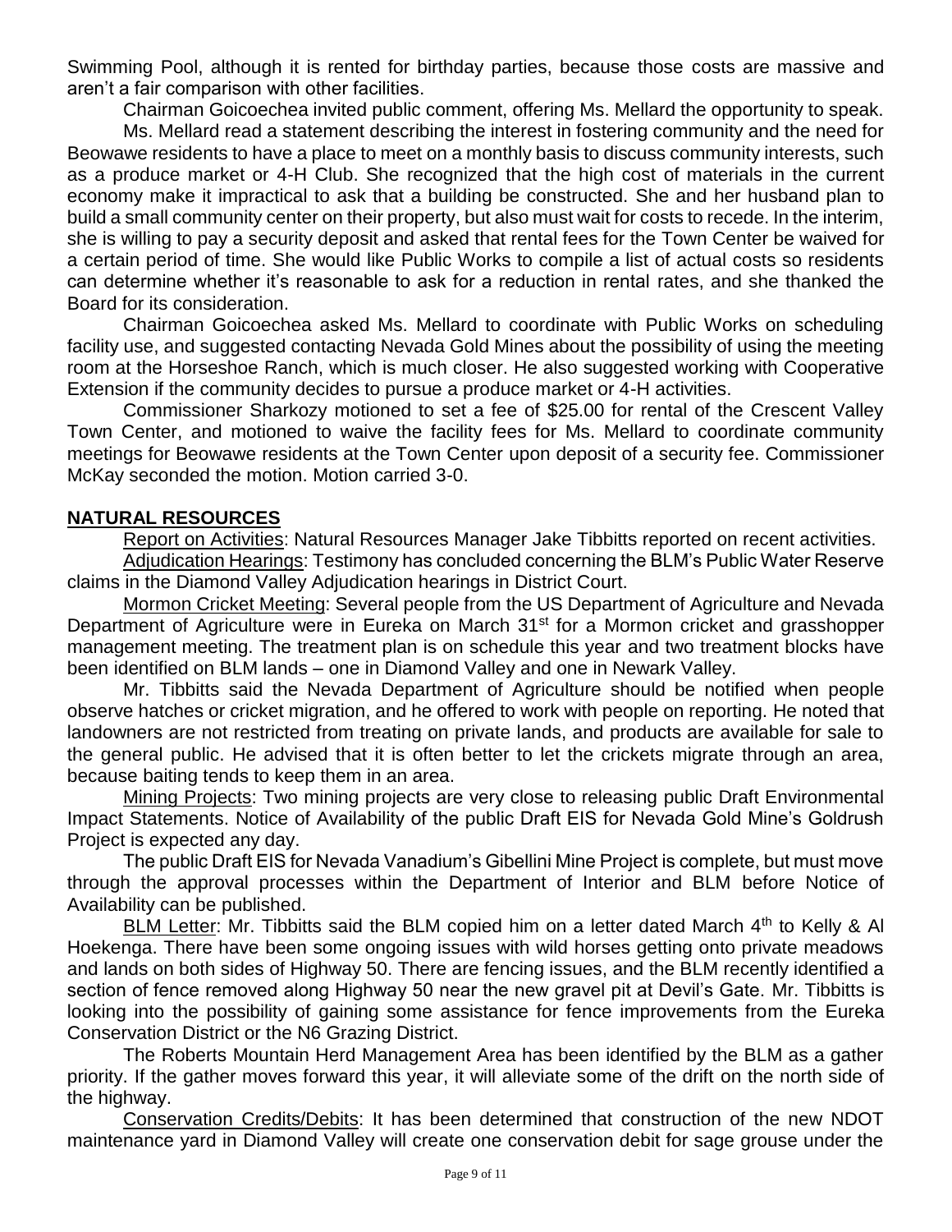Swimming Pool, although it is rented for birthday parties, because those costs are massive and aren't a fair comparison with other facilities.

Chairman Goicoechea invited public comment, offering Ms. Mellard the opportunity to speak.

Ms. Mellard read a statement describing the interest in fostering community and the need for Beowawe residents to have a place to meet on a monthly basis to discuss community interests, such as a produce market or 4-H Club. She recognized that the high cost of materials in the current economy make it impractical to ask that a building be constructed. She and her husband plan to build a small community center on their property, but also must wait for costs to recede. In the interim, she is willing to pay a security deposit and asked that rental fees for the Town Center be waived for a certain period of time. She would like Public Works to compile a list of actual costs so residents can determine whether it's reasonable to ask for a reduction in rental rates, and she thanked the Board for its consideration.

Chairman Goicoechea asked Ms. Mellard to coordinate with Public Works on scheduling facility use, and suggested contacting Nevada Gold Mines about the possibility of using the meeting room at the Horseshoe Ranch, which is much closer. He also suggested working with Cooperative Extension if the community decides to pursue a produce market or 4-H activities.

Commissioner Sharkozy motioned to set a fee of $25.00 for rental of the Crescent Valley Town Center, and motioned to waive the facility fees for Ms. Mellard to coordinate community meetings for Beowawe residents at the Town Center upon deposit of a security fee. Commissioner McKay seconded the motion. Motion carried 3-0.

## NATURAL RESOURCES

Report on Activities: Natural Resources Manager Jake Tibbitts reported on recent activities.

Adjudication Hearings: Testimony has concluded concerning the BLM's Public Water Reserve claims in the Diamond Valley Adjudication hearings in District Court.

Mormon Cricket Meeting: Several people from the US Department of Agriculture and Nevada Department of Agriculture were in Eureka on March 31st for a Mormon cricket and grasshopper management meeting. The treatment plan is on schedule this year and two treatment blocks have been identified on BLM lands – one in Diamond Valley and one in Newark Valley.

Mr. Tibbitts said the Nevada Department of Agriculture should be notified when people observe hatches or cricket migration, and he offered to work with people on reporting. He noted that landowners are not restricted from treating on private lands, and products are available for sale to the general public. He advised that it is often better to let the crickets migrate through an area, because baiting tends to keep them in an area.

Mining Projects: Two mining projects are very close to releasing public Draft Environmental Impact Statements. Notice of Availability of the public Draft EIS for Nevada Gold Mine's Goldrush Project is expected any day.

The public Draft EIS for Nevada Vanadium's Gibellini Mine Project is complete, but must move through the approval processes within the Department of Interior and BLM before Notice of Availability can be published.

BLM Letter: Mr. Tibbitts said the BLM copied him on a letter dated March 4th to Kelly & Al Hoekenga. There have been some ongoing issues with wild horses getting onto private meadows and lands on both sides of Highway 50. There are fencing issues, and the BLM recently identified a section of fence removed along Highway 50 near the new gravel pit at Devil's Gate. Mr. Tibbitts is looking into the possibility of gaining some assistance for fence improvements from the Eureka Conservation District or the N6 Grazing District.

The Roberts Mountain Herd Management Area has been identified by the BLM as a gather priority. If the gather moves forward this year, it will alleviate some of the drift on the north side of the highway.

Conservation Credits/Debits: It has been determined that construction of the new NDOT maintenance yard in Diamond Valley will create one conservation debit for sage grouse under the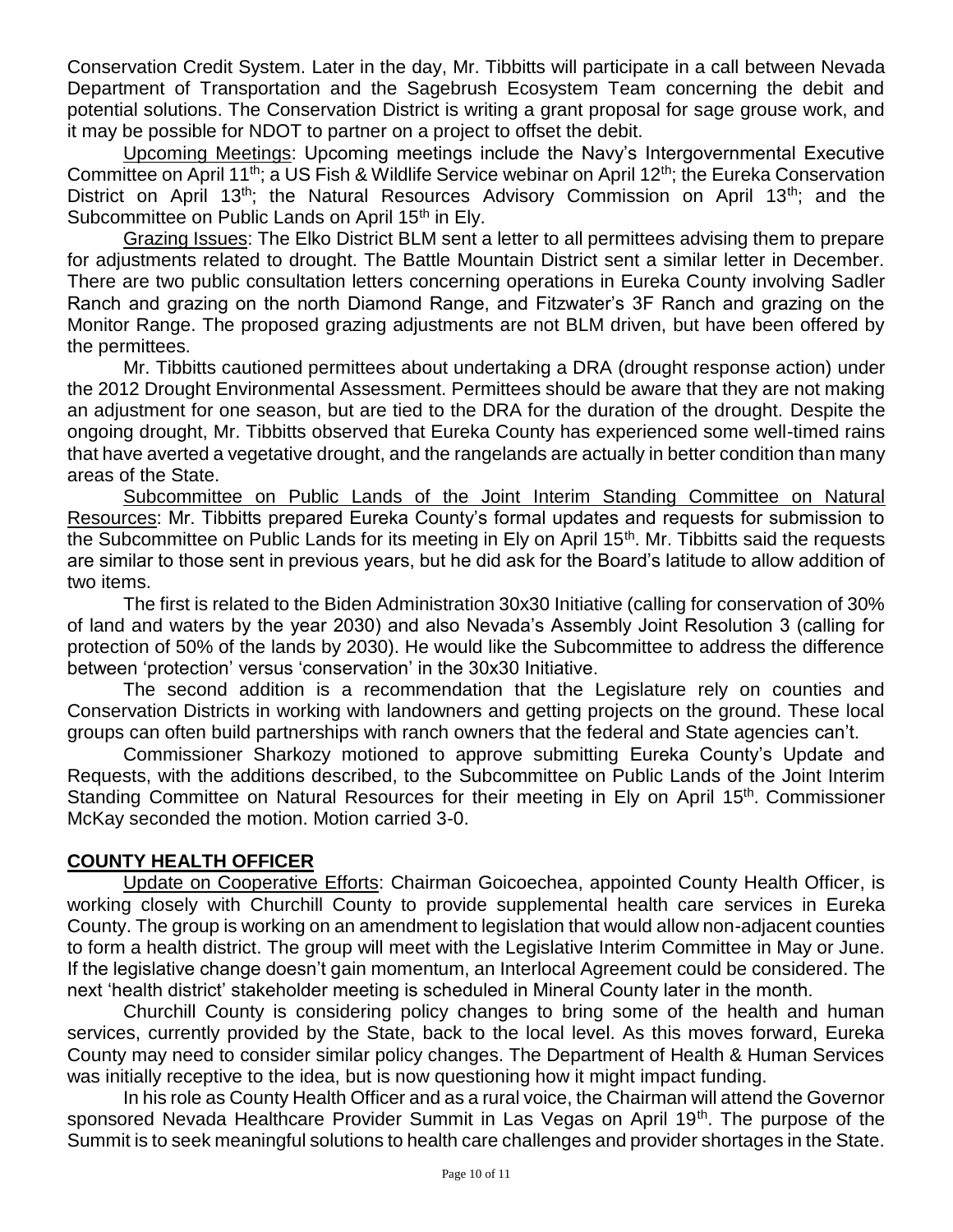Conservation Credit System. Later in the day, Mr. Tibbitts will participate in a call between Nevada Department of Transportation and the Sagebrush Ecosystem Team concerning the debit and potential solutions. The Conservation District is writing a grant proposal for sage grouse work, and it may be possible for NDOT to partner on a project to offset the debit.

Upcoming Meetings: Upcoming meetings include the Navy's Intergovernmental Executive Committee on April 11th; a US Fish & Wildlife Service webinar on April 12th; the Eureka Conservation District on April 13th; the Natural Resources Advisory Commission on April 13th; and the Subcommittee on Public Lands on April 15th in Ely.

Grazing Issues: The Elko District BLM sent a letter to all permittees advising them to prepare for adjustments related to drought. The Battle Mountain District sent a similar letter in December. There are two public consultation letters concerning operations in Eureka County involving Sadler Ranch and grazing on the north Diamond Range, and Fitzwater's 3F Ranch and grazing on the Monitor Range. The proposed grazing adjustments are not BLM driven, but have been offered by the permittees.

Mr. Tibbitts cautioned permittees about undertaking a DRA (drought response action) under the 2012 Drought Environmental Assessment. Permittees should be aware that they are not making an adjustment for one season, but are tied to the DRA for the duration of the drought. Despite the ongoing drought, Mr. Tibbitts observed that Eureka County has experienced some well-timed rains that have averted a vegetative drought, and the rangelands are actually in better condition than many areas of the State.

Subcommittee on Public Lands of the Joint Interim Standing Committee on Natural Resources: Mr. Tibbitts prepared Eureka County's formal updates and requests for submission to the Subcommittee on Public Lands for its meeting in Ely on April 15th. Mr. Tibbitts said the requests are similar to those sent in previous years, but he did ask for the Board's latitude to allow addition of two items.

The first is related to the Biden Administration 30x30 Initiative (calling for conservation of 30% of land and waters by the year 2030) and also Nevada's Assembly Joint Resolution 3 (calling for protection of 50% of the lands by 2030). He would like the Subcommittee to address the difference between 'protection' versus 'conservation' in the 30x30 Initiative.

The second addition is a recommendation that the Legislature rely on counties and Conservation Districts in working with landowners and getting projects on the ground. These local groups can often build partnerships with ranch owners that the federal and State agencies can't.

Commissioner Sharkozy motioned to approve submitting Eureka County's Update and Requests, with the additions described, to the Subcommittee on Public Lands of the Joint Interim Standing Committee on Natural Resources for their meeting in Ely on April 15th. Commissioner McKay seconded the motion. Motion carried 3-0.

## COUNTY HEALTH OFFICER

Update on Cooperative Efforts: Chairman Goicoechea, appointed County Health Officer, is working closely with Churchill County to provide supplemental health care services in Eureka County. The group is working on an amendment to legislation that would allow non-adjacent counties to form a health district. The group will meet with the Legislative Interim Committee in May or June. If the legislative change doesn't gain momentum, an Interlocal Agreement could be considered. The next 'health district' stakeholder meeting is scheduled in Mineral County later in the month.

Churchill County is considering policy changes to bring some of the health and human services, currently provided by the State, back to the local level. As this moves forward, Eureka County may need to consider similar policy changes. The Department of Health & Human Services was initially receptive to the idea, but is now questioning how it might impact funding.

In his role as County Health Officer and as a rural voice, the Chairman will attend the Governor sponsored Nevada Healthcare Provider Summit in Las Vegas on April 19th. The purpose of the Summit is to seek meaningful solutions to health care challenges and provider shortages in the State.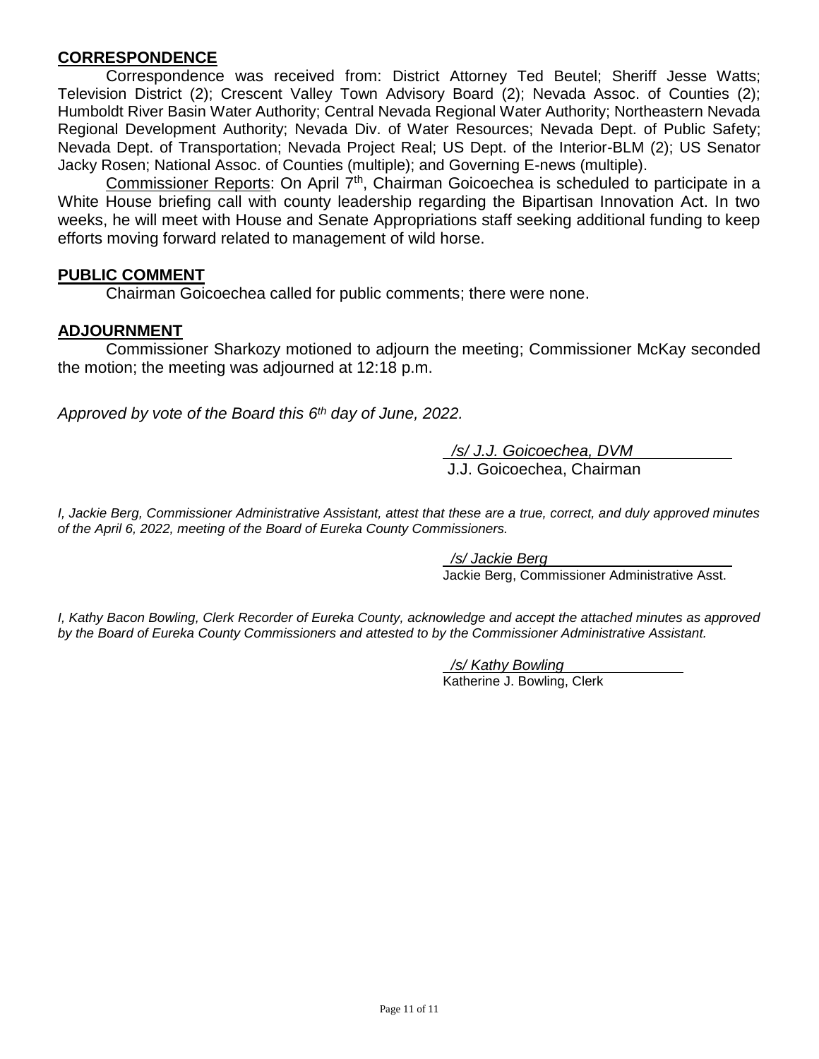## CORRESPONDENCE

Correspondence was received from: District Attorney Ted Beutel; Sheriff Jesse Watts; Television District (2); Crescent Valley Town Advisory Board (2); Nevada Assoc. of Counties (2); Humboldt River Basin Water Authority; Central Nevada Regional Water Authority; Northeastern Nevada Regional Development Authority; Nevada Div. of Water Resources; Nevada Dept. of Public Safety; Nevada Dept. of Transportation; Nevada Project Real; US Dept. of the Interior-BLM (2); US Senator Jacky Rosen; National Assoc. of Counties (multiple); and Governing E-news (multiple).

Commissioner Reports: On April 7th, Chairman Goicoechea is scheduled to participate in a White House briefing call with county leadership regarding the Bipartisan Innovation Act. In two weeks, he will meet with House and Senate Appropriations staff seeking additional funding to keep efforts moving forward related to management of wild horse.

## PUBLIC COMMENT

Chairman Goicoechea called for public comments; there were none.

## ADJOURNMENT

Commissioner Sharkozy motioned to adjourn the meeting; Commissioner McKay seconded the motion; the meeting was adjourned at 12:18 p.m.

*Approved by vote of the Board this 6th day of June, 2022.*

*/s/ J.J. Goicoechea, DVM*
J.J. Goicoechea, Chairman

*I, Jackie Berg, Commissioner Administrative Assistant, attest that these are a true, correct, and duly approved minutes of the April 6, 2022, meeting of the Board of Eureka County Commissioners.*

*/s/ Jackie Berg*
Jackie Berg, Commissioner Administrative Asst.

*I, Kathy Bacon Bowling, Clerk Recorder of Eureka County, acknowledge and accept the attached minutes as approved by the Board of Eureka County Commissioners and attested to by the Commissioner Administrative Assistant.*

*/s/ Kathy Bowling*
Katherine J. Bowling, Clerk